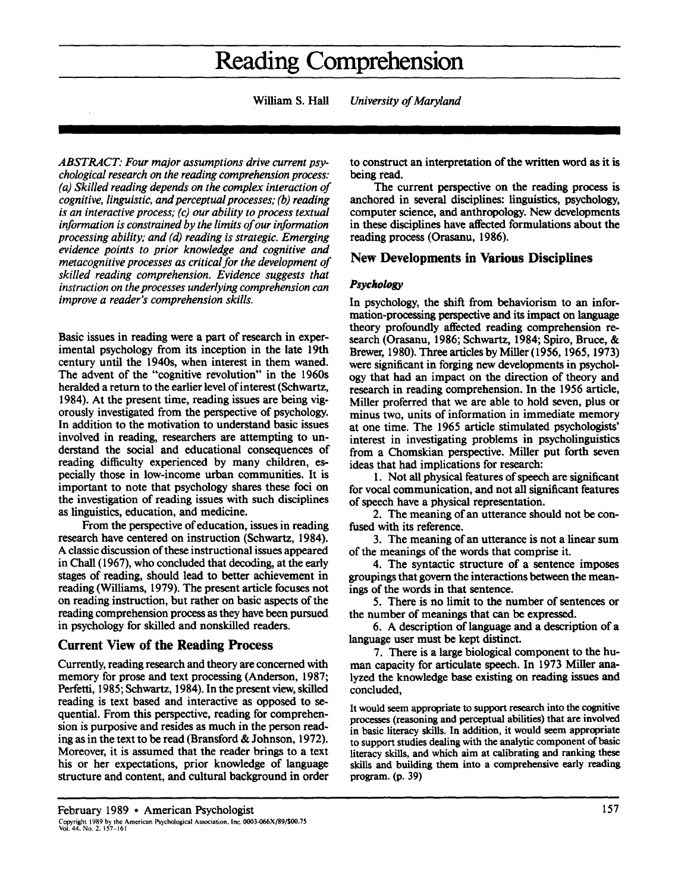# Reading Comprehension

William S. Hall *University of Maryland*

*ABSTRACT: Four major assumptions drive current psychological research on the reading comprehension process: (a) Skilled reading depends on the complex interaction of cognitive, linguistic, and perceptual processes; (b) reading is an interactive process; (c) our ability to process textual information is constrained by the limits of our information processing ability; and (d) reading is strategic. Emerging evidence points to prior knowledge and cognitive and metacognitive processes as critical for the development of skilled reading comprehension. Evidence suggests that instruction on the processes underlying comprehension can improve a reader's comprehension skills.*

Basic issues in reading were a part of research in experimental psychology from its inception in the late 19th century until the 1940s, when interest in them waned. The advent of the "cognitive revolution" in the 1960s heralded a return to the earlier level of interest (Schwartz, 1984). At the present time, reading issues are being vigorously investigated from the perspective of psychology. In addition to the motivation to understand basic issues involved in reading, researchers are attempting to understand the social and educational consequences of reading difficulty experienced by many children, especially those in low-income urban communities. It is important to note that psychology shares these foci on the investigation of reading issues with such disciplines as linguistics, education, and medicine.

From the perspective of education, issues in reading research have centered on instruction (Schwartz, 1984). A classic discussion of these instructional issues appeared in Chall (1967), who concluded that decoding, at the early stages of reading, should lead to better achievement in reading (Williams, 1979). The present article focuses not on reading instruction, but rather on basic aspects of the reading comprehension process as they have been pursued in psychology for skilled and nonskilled readers.

## Current View of the Reading Process

Currently, reading research and theory are concerned with memory for prose and text processing (Anderson, 1987; Perfetti, 1985; Schwartz, 1984). In the present view, skilled reading is text based and interactive as opposed to sequential. From this perspective, reading for comprehension is purposive and resides as much in the person reading as in the text to be read (Bransford & Johnson, 1972). Moreover, it is assumed that the reader brings to a text his or her expectations, prior knowledge of language structure and content, and cultural background in order to construct an interpretation of the written word as it is being read.

The current perspective on the reading process is anchored in several disciplines: linguistics, psychology, computer science, and anthropology. New developments in these disciplines have affected formulations about the reading process (Orasanu, 1986).

## New Developments in Various Disciplines

### Psychology

In psychology, the shift from behaviorism to an information-processing perspective and its impact on language theory profoundly affected reading comprehension research (Orasanu, 1986; Schwartz, 1984; Spiro, Bruce, & Brewer, 1980). Three articles by Miller (1956, 1965, 1973) were significant in forging new developments in psychology that had an impact on the direction of theory and research in reading comprehension. In the 1956 article, Miller proferred that we are able to hold seven, plus or minus two, units of information in immediate memory at one time. The 1965 article stimulated psychologists' interest in investigating problems in psycholinguistics from a Chomskian perspective. Miller put forth seven ideas that had implications for research:

1. Not all physical features of speech are significant for vocal communication, and not all significant features of speech have a physical representation.
2. The meaning of an utterance should not be confused with its reference.
3. The meaning of an utterance is not a linear sum of the meanings of the words that comprise it.
4. The syntactic structure of a sentence imposes groupings that govern the interactions between the meanings of the words in that sentence.
5. There is no limit to the number of sentences or the number of meanings that can be expressed.
6. A description of language and a description of a language user must be kept distinct.
7. There is a large biological component to the human capacity for articulate speech. In 1973 Miller analyzed the knowledge base existing on reading issues and concluded,

> It would seem appropriate to support research into the cognitive processes (reasoning and perceptual abilities) that are involved in basic literacy skills. In addition, it would seem appropriate to support studies dealing with the analytic component of basic literacy skills, and which aim at calibrating and ranking these skills and building them into a comprehensive early reading program. (p. 39)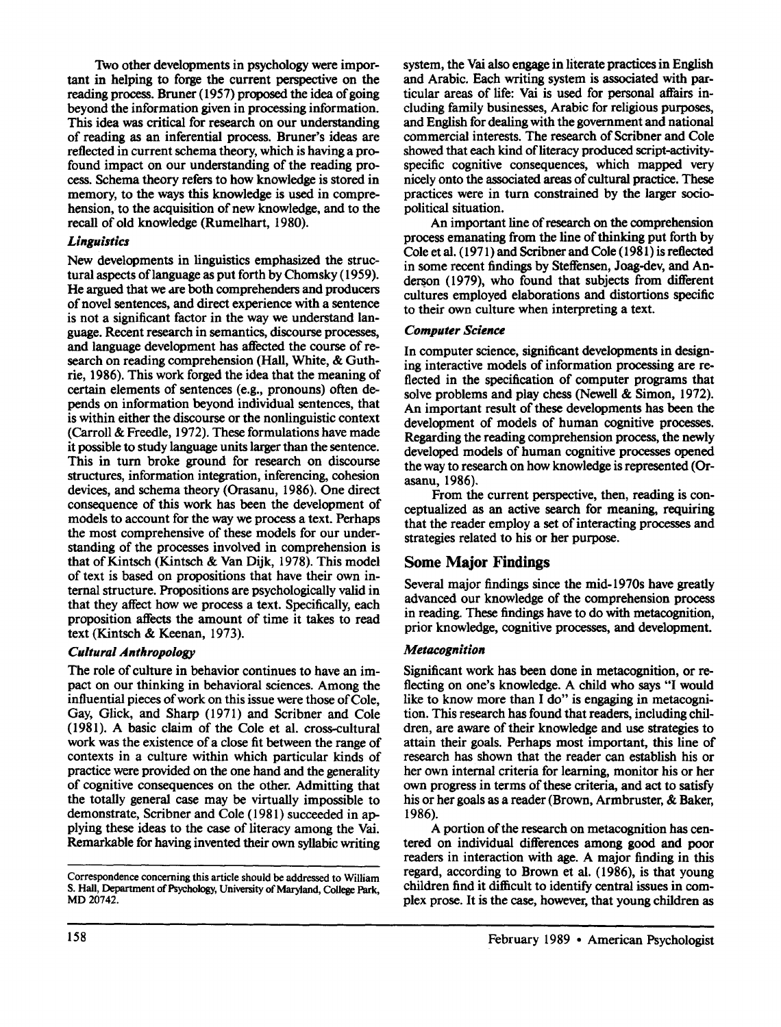Two other developments in psychology were important in helping to forge the current perspective on the reading process. Bruner (1957) proposed the idea of going beyond the information given in processing information. This idea was critical for research on our understanding of reading as an inferential process. Bruner's ideas are reflected in current schema theory, which is having a profound impact on our understanding of the reading process. Schema theory refers to how knowledge is stored in memory, to the ways this knowledge is used in comprehension, to the acquisition of new knowledge, and to the recall of old knowledge (Rumelhart, 1980).

### *Linguistics*

New developments in linguistics emphasized the structural aspects of language as put forth by Chomsky (1959). He argued that we are both comprehenders and producers of novel sentences, and direct experience with a sentence is not a significant factor in the way we understand language. Recent research in semantics, discourse processes, and language development has affected the course of research on reading comprehension (Hall, White, & Guthrie, 1986). This work forged the idea that the meaning of certain elements of sentences (e.g., pronouns) often depends on information beyond individual sentences, that is within either the discourse or the nonlinguistic context (Carroll & Freedle, 1972). These formulations have made it possible to study language units larger than the sentence. This in turn broke ground for research on discourse structures, information integration, inferencing, cohesion devices, and schema theory (Orasanu, 1986). One direct consequence of this work has been the development of models to account for the way we process a text. Perhaps the most comprehensive of these models for our understanding of the processes involved in comprehension is that of Kintsch (Kintsch & Van Dijk, 1978). This model of text is based on propositions that have their own internal structure. Propositions are psychologically valid in that they affect how we process a text. Specifically, each proposition affects the amount of time it takes to read text (Kintsch & Keenan, 1973).

### *Cultural Anthropology*

The role of culture in behavior continues to have an impact on our thinking in behavioral sciences. Among the influential pieces of work on this issue were those of Cole, Gay, Glick, and Sharp (1971) and Scribner and Cole (1981). A basic claim of the Cole et al. cross-cultural work was the existence of a close fit between the range of contexts in a culture within which particular kinds of practice were provided on the one hand and the generality of cognitive consequences on the other. Admitting that the totally general case may be virtually impossible to demonstrate, Scribner and Cole (1981) succeeded in applying these ideas to the case of literacy among the Vai. Remarkable for having invented their own syllabic writing system, the Vai also engage in literate practices in English and Arabic. Each writing system is associated with particular areas of life: Vai is used for personal affairs including family businesses, Arabic for religious purposes, and English for dealing with the government and national commercial interests. The research of Scribner and Cole showed that each kind of literacy produced script-activity-specific cognitive consequences, which mapped very nicely onto the associated areas of cultural practice. These practices were in turn constrained by the larger sociopolitical situation.

An important line of research on the comprehension process emanating from the line of thinking put forth by Cole et al. (1971) and Scribner and Cole (1981) is reflected in some recent findings by Steffensen, Joag-dev, and Anderson (1979), who found that subjects from different cultures employed elaborations and distortions specific to their own culture when interpreting a text.

### *Computer Science*

In computer science, significant developments in designing interactive models of information processing are reflected in the specification of computer programs that solve problems and play chess (Newell & Simon, 1972). An important result of these developments has been the development of models of human cognitive processes. Regarding the reading comprehension process, the newly developed models of human cognitive processes opened the way to research on how knowledge is represented (Orasanu, 1986).

From the current perspective, then, reading is conceptualized as an active search for meaning, requiring that the reader employ a set of interacting processes and strategies related to his or her purpose.

## Some Major Findings

Several major findings since the mid-1970s have greatly advanced our knowledge of the comprehension process in reading. These findings have to do with metacognition, prior knowledge, cognitive processes, and development.

### *Metacognition*

Significant work has been done in metacognition, or reflecting on one's knowledge. A child who says "I would like to know more than I do" is engaging in metacognition. This research has found that readers, including children, are aware of their knowledge and use strategies to attain their goals. Perhaps most important, this line of research has shown that the reader can establish his or her own internal criteria for learning, monitor his or her own progress in terms of these criteria, and act to satisfy his or her goals as a reader (Brown, Armbruster, & Baker, 1986).

A portion of the research on metacognition has centered on individual differences among good and poor readers in interaction with age. A major finding in this regard, according to Brown et al. (1986), is that young children find it difficult to identify central issues in complex prose. It is the case, however, that young children as

---

Correspondence concerning this article should be addressed to William S. Hall, Department of Psychology, University of Maryland, College Park, MD 20742.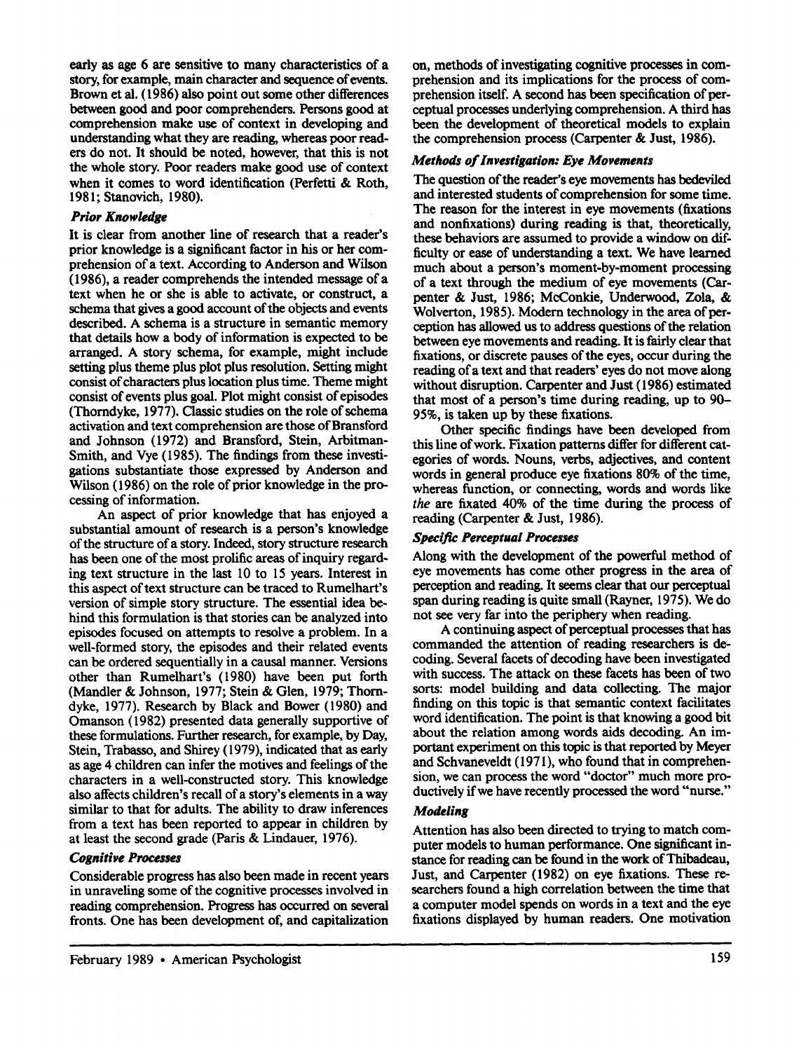early as age 6 are sensitive to many characteristics of a story, for example, main character and sequence of events. Brown et al. (1986) also point out some other differences between good and poor comprehenders. Persons good at comprehension make use of context in developing and understanding what they are reading, whereas poor readers do not. It should be noted, however, that this is not the whole story. Poor readers make good use of context when it comes to word identification (Perfetti & Roth, 1981; Stanovich, 1980).

### *Prior Knowledge*

It is clear from another line of research that a reader's prior knowledge is a significant factor in his or her comprehension of a text. According to Anderson and Wilson (1986), a reader comprehends the intended message of a text when he or she is able to activate, or construct, a schema that gives a good account of the objects and events described. A schema is a structure in semantic memory that details how a body of information is expected to be arranged. A story schema, for example, might include setting plus theme plus plot plus resolution. Setting might consist of characters plus location plus time. Theme might consist of events plus goal. Plot might consist of episodes (Thorndyke, 1977). Classic studies on the role of schema activation and text comprehension are those of Bransford and Johnson (1972) and Bransford, Stein, Arbitman-Smith, and Vye (1985). The findings from these investigations substantiate those expressed by Anderson and Wilson (1986) on the role of prior knowledge in the processing of information.

An aspect of prior knowledge that has enjoyed a substantial amount of research is a person's knowledge of the structure of a story. Indeed, story structure research has been one of the most prolific areas of inquiry regarding text structure in the last 10 to 15 years. Interest in this aspect of text structure can be traced to Rumelhart's version of simple story structure. The essential idea behind this formulation is that stories can be analyzed into episodes focused on attempts to resolve a problem. In a well-formed story, the episodes and their related events can be ordered sequentially in a causal manner. Versions other than Rumelhart's (1980) have been put forth (Mandler & Johnson, 1977; Stein & Glen, 1979; Thorndyke, 1977). Research by Black and Bower (1980) and Omanson (1982) presented data generally supportive of these formulations. Further research, for example, by Day, Stein, Trabasso, and Shirey (1979), indicated that as early as age 4 children can infer the motives and feelings of the characters in a well-constructed story. This knowledge also affects children's recall of a story's elements in a way similar to that for adults. The ability to draw inferences from a text has been reported to appear in children by at least the second grade (Paris & Lindauer, 1976).

### *Cognitive Processes*

Considerable progress has also been made in recent years in unraveling some of the cognitive processes involved in reading comprehension. Progress has occurred on several fronts. One has been development of, and capitalization on, methods of investigating cognitive processes in comprehension and its implications for the process of comprehension itself. A second has been specification of perceptual processes underlying comprehension. A third has been the development of theoretical models to explain the comprehension process (Carpenter & Just, 1986).

### *Methods of Investigation: Eye Movements*

The question of the reader's eye movements has bedeviled and interested students of comprehension for some time. The reason for the interest in eye movements (fixations and nonfixations) during reading is that, theoretically, these behaviors are assumed to provide a window on difficulty or ease of understanding a text. We have learned much about a person's moment-by-moment processing of a text through the medium of eye movements (Carpenter & Just, 1986; McConkie, Underwood, Zola, & Wolverton, 1985). Modern technology in the area of perception has allowed us to address questions of the relation between eye movements and reading. It is fairly clear that fixations, or discrete pauses of the eyes, occur during the reading of a text and that readers' eyes do not move along without disruption. Carpenter and Just (1986) estimated that most of a person's time during reading, up to 90–95%, is taken up by these fixations.

Other specific findings have been developed from this line of work. Fixation patterns differ for different categories of words. Nouns, verbs, adjectives, and content words in general produce eye fixations 80% of the time, whereas function, or connecting, words and words like *the* are fixated 40% of the time during the process of reading (Carpenter & Just, 1986).

### *Specific Perceptual Processes*

Along with the development of the powerful method of eye movements has come other progress in the area of perception and reading. It seems clear that our perceptual span during reading is quite small (Rayner, 1975). We do not see very far into the periphery when reading.

A continuing aspect of perceptual processes that has commanded the attention of reading researchers is decoding. Several facets of decoding have been investigated with success. The attack on these facets has been of two sorts: model building and data collecting. The major finding on this topic is that semantic context facilitates word identification. The point is that knowing a good bit about the relation among words aids decoding. An important experiment on this topic is that reported by Meyer and Schvaneveldt (1971), who found that in comprehension, we can process the word "doctor" much more productively if we have recently processed the word "nurse."

### *Modeling*

Attention has also been directed to trying to match computer models to human performance. One significant instance for reading can be found in the work of Thibadeau, Just, and Carpenter (1982) on eye fixations. These researchers found a high correlation between the time that a computer model spends on words in a text and the eye fixations displayed by human readers. One motivation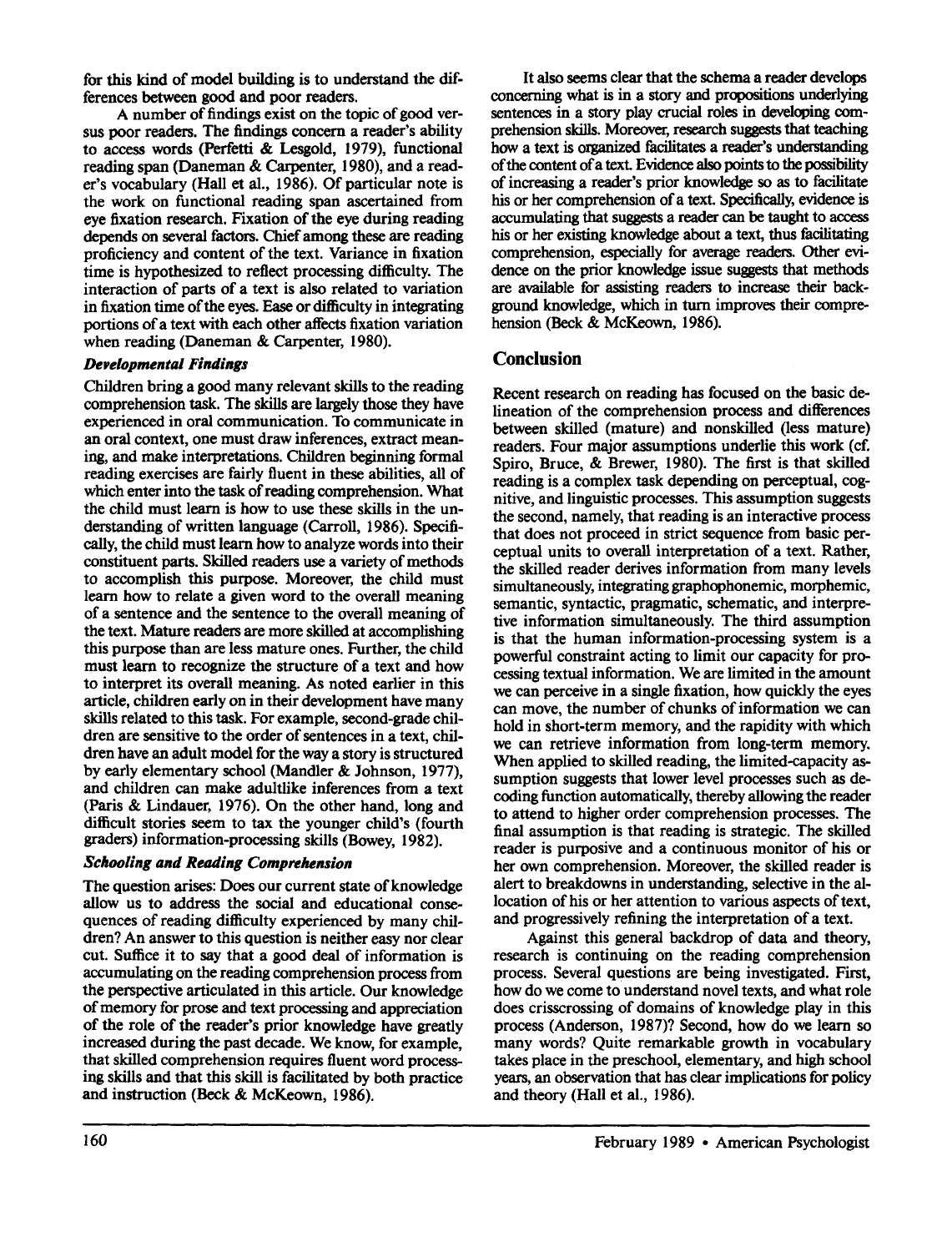for this kind of model building is to understand the differences between good and poor readers.

A number of findings exist on the topic of good versus poor readers. The findings concern a reader's ability to access words (Perfetti & Lesgold, 1979), functional reading span (Daneman & Carpenter, 1980), and a reader's vocabulary (Hall et al., 1986). Of particular note is the work on functional reading span ascertained from eye fixation research. Fixation of the eye during reading depends on several factors. Chief among these are reading proficiency and content of the text. Variance in fixation time is hypothesized to reflect processing difficulty. The interaction of parts of a text is also related to variation in fixation time of the eyes. Ease or difficulty in integrating portions of a text with each other affects fixation variation when reading (Daneman & Carpenter, 1980).

### *Developmental Findings*

Children bring a good many relevant skills to the reading comprehension task. The skills are largely those they have experienced in oral communication. To communicate in an oral context, one must draw inferences, extract meaning, and make interpretations. Children beginning formal reading exercises are fairly fluent in these abilities, all of which enter into the task of reading comprehension. What the child must learn is how to use these skills in the understanding of written language (Carroll, 1986). Specifically, the child must learn how to analyze words into their constituent parts. Skilled readers use a variety of methods to accomplish this purpose. Moreover, the child must learn how to relate a given word to the overall meaning of a sentence and the sentence to the overall meaning of the text. Mature readers are more skilled at accomplishing this purpose than are less mature ones. Further, the child must learn to recognize the structure of a text and how to interpret its overall meaning. As noted earlier in this article, children early on in their development have many skills related to this task. For example, second-grade children are sensitive to the order of sentences in a text, children have an adult model for the way a story is structured by early elementary school (Mandler & Johnson, 1977), and children can make adultlike inferences from a text (Paris & Lindauer, 1976). On the other hand, long and difficult stories seem to tax the younger child's (fourth graders) information-processing skills (Bowey, 1982).

### *Schooling and Reading Comprehension*

The question arises: Does our current state of knowledge allow us to address the social and educational consequences of reading difficulty experienced by many children? An answer to this question is neither easy nor clear cut. Suffice it to say that a good deal of information is accumulating on the reading comprehension process from the perspective articulated in this article. Our knowledge of memory for prose and text processing and appreciation of the role of the reader's prior knowledge have greatly increased during the past decade. We know, for example, that skilled comprehension requires fluent word processing skills and that this skill is facilitated by both practice and instruction (Beck & McKeown, 1986).

It also seems clear that the schema a reader develops concerning what is in a story and propositions underlying sentences in a story play crucial roles in developing comprehension skills. Moreover, research suggests that teaching how a text is organized facilitates a reader's understanding of the content of a text. Evidence also points to the possibility of increasing a reader's prior knowledge so as to facilitate his or her comprehension of a text. Specifically, evidence is accumulating that suggests a reader can be taught to access his or her existing knowledge about a text, thus facilitating comprehension, especially for average readers. Other evidence on the prior knowledge issue suggests that methods are available for assisting readers to increase their background knowledge, which in turn improves their comprehension (Beck & McKeown, 1986).

## Conclusion

Recent research on reading has focused on the basic delineation of the comprehension process and differences between skilled (mature) and nonskilled (less mature) readers. Four major assumptions underlie this work (cf. Spiro, Bruce, & Brewer, 1980). The first is that skilled reading is a complex task depending on perceptual, cognitive, and linguistic processes. This assumption suggests the second, namely, that reading is an interactive process that does not proceed in strict sequence from basic perceptual units to overall interpretation of a text. Rather, the skilled reader derives information from many levels simultaneously, integrating graphophonemic, morphemic, semantic, syntactic, pragmatic, schematic, and interpretive information simultaneously. The third assumption is that the human information-processing system is a powerful constraint acting to limit our capacity for processing textual information. We are limited in the amount we can perceive in a single fixation, how quickly the eyes can move, the number of chunks of information we can hold in short-term memory, and the rapidity with which we can retrieve information from long-term memory. When applied to skilled reading, the limited-capacity assumption suggests that lower level processes such as decoding function automatically, thereby allowing the reader to attend to higher order comprehension processes. The final assumption is that reading is strategic. The skilled reader is purposive and a continuous monitor of his or her own comprehension. Moreover, the skilled reader is alert to breakdowns in understanding, selective in the allocation of his or her attention to various aspects of text, and progressively refining the interpretation of a text.

Against this general backdrop of data and theory, research is continuing on the reading comprehension process. Several questions are being investigated. First, how do we come to understand novel texts, and what role does crisscrossing of domains of knowledge play in this process (Anderson, 1987)? Second, how do we learn so many words? Quite remarkable growth in vocabulary takes place in the preschool, elementary, and high school years, an observation that has clear implications for policy and theory (Hall et al., 1986).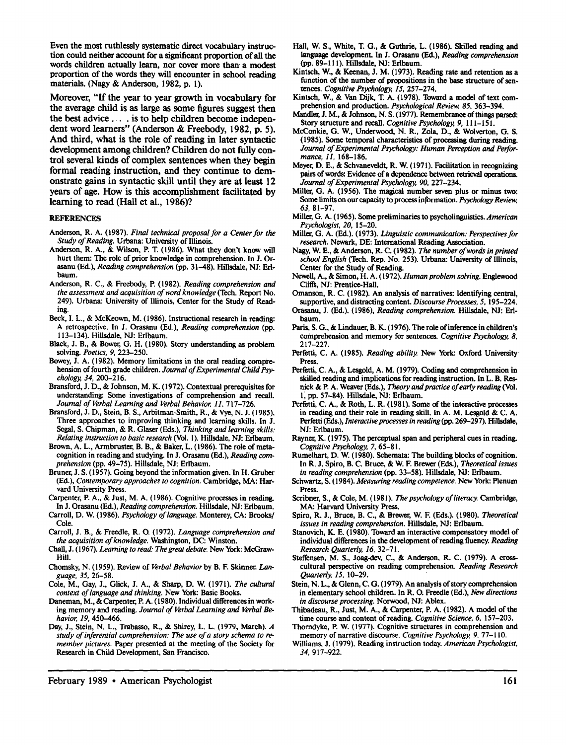Even the most ruthlessly systematic direct vocabulary instruction could neither account for a significant proportion of all the words children actually learn, nor cover more than a modest proportion of the words they will encounter in school reading materials. (Nagy & Anderson, 1982, p. 1).

Moreover, "If the year to year growth in vocabulary for the average child is as large as some figures suggest then the best advice . . . is to help children become independent word learners" (Anderson & Freebody, 1982, p. 5). And third, what is the role of reading in later syntactic development among children? Children do not fully control several kinds of complex sentences when they begin formal reading instruction, and they continue to demonstrate gains in syntactic skill until they are at least 12 years of age. How is this accomplishment facilitated by learning to read (Hall et al., 1986)?

## REFERENCES

Anderson, R. A. (1987). *Final technical proposal for a Center for the Study of Reading*. Urbana: University of Illinois.

Anderson, R. A., & Wilson, P. T. (1986). What they don't know will hurt them: The role of prior knowledge in comprehension. In J. Orasanu (Ed.), *Reading comprehension* (pp. 31–48). Hillsdale, NJ: Erlbaum.

Anderson, R. C., & Freebody, P. (1982). *Reading comprehension and the assessment and acquisition of word knowledge* (Tech. Report No. 249). Urbana: University of Illinois, Center for the Study of Reading.

Beck, I. L., & McKeown, M. (1986). Instructional research in reading: A retrospective. In J. Orasanu (Ed.), *Reading comprehension* (pp. 113–134). Hillsdale, NJ: Erlbaum.

Black, J. B., & Bower, G. H. (1980). Story understanding as problem solving. *Poetics, 9*, 223–250.

Bowey, J. A. (1982). Memory limitations in the oral reading comprehension of fourth grade children. *Journal of Experimental Child Psychology, 34*, 200–216.

Bransford, J. D., & Johnson, M. K. (1972). Contextual prerequisites for understanding: Some investigations of comprehension and recall. *Journal of Verbal Learning and Verbal Behavior, 11*, 717–726.

Bransford, J. D., Stein, B. S., Arbitman-Smith, R., & Vye, N. J. (1985). Three approaches to improving thinking and learning skills. In J. Segal, S. Chipman, & R. Glaser (Eds.), *Thinking and learning skills: Relating instruction to basic research* (Vol. 1). Hillsdale, NJ: Erlbaum.

Brown, A. L., Armbruster, B. B., & Baker, L. (1986). The role of metacognition in reading and studying. In J. Orasanu (Ed.), *Reading comprehension* (pp. 49–75). Hillsdale, NJ: Erlbaum.

Bruner, J. S. (1957). Going beyond the information given. In H. Gruber (Ed.), *Contemporary approaches to cognition*. Cambridge, MA: Harvard University Press.

Carpenter, P. A., & Just, M. A. (1986). Cognitive processes in reading. In J. Orasanu (Ed.), *Reading comprehension*. Hillsdale, NJ: Erlbaum.

Carroll, D. W. (1986). *Psychology of language*. Monterey, CA: Brooks/Cole.

Carroll, J. B., & Freedle, R. O. (1972). *Language comprehension and the acquisition of knowledge*. Washington, DC: Winston.

Chall, J. (1967). *Learning to read: The great debate*. New York: McGraw-Hill.

Chomsky, N. (1959). Review of *Verbal Behavior* by B. F. Skinner. *Language, 35*, 26–58.

Cole, M., Gay, J., Glick, J. A., & Sharp, D. W. (1971). *The cultural context of language and thinking*. New York: Basic Books.

Daneman, M., & Carpenter, P. A. (1980). Individual differences in working memory and reading. *Journal of Verbal Learning and Verbal Behavior, 19*, 450–466.

Day, J., Stein, N. L., Trabasso, R., & Shirey, L. L. (1979, March). *A study of inferential comprehension: The use of a story schema to remember pictures*. Paper presented at the meeting of the Society for Research in Child Development, San Francisco.

Hall, W. S., White, T. G., & Guthrie, L. (1986). Skilled reading and language development. In J. Orasanu (Ed.), *Reading comprehension* (pp. 89–111). Hillsdale, NJ: Erlbaum.

Kintsch, W., & Keenan, J. M. (1973). Reading rate and retention as a function of the number of propositions in the base structure of sentences. *Cognitive Psychology, 15*, 257–274.

Kintsch, W., & Van Dijk, T. A. (1978). Toward a model of text comprehension and production. *Psychological Review, 85*, 363–394.

Mandler, J. M., & Johnson, N. S. (1977). Remembrance of things parsed: Story structure and recall. *Cognitive Psychology, 9*, 111–151.

McConkie, G. W., Underwood, N. R., Zola, D., & Wolverton, G. S. (1985). Some temporal characteristics of processing during reading. *Journal of Experimental Psychology: Human Perception and Performance, 11*, 168–186.

Meyer, D. E., & Schvaneveldt, R. W. (1971). Facilitation in recognizing pairs of words: Evidence of a dependence between retrieval operations. *Journal of Experimental Psychology, 90*, 227–234.

Miller, G. A. (1956). The magical number seven plus or minus two: Some limits on our capacity to process information. *Psychology Review, 63*, 81–97.

Miller, G. A. (1965). Some preliminaries to psycholinguistics. *American Psychologist, 20*, 15–20.

Miller, G. A. (Ed.). (1973). *Linguistic communication: Perspectives for research*. Newark, DE: International Reading Association.

Nagy, W. E., & Anderson, R. C. (1982). *The number of words in printed school English* (Tech. Rep. No. 253). Urbana: University of Illinois, Center for the Study of Reading.

Newell, A., & Simon, H. A. (1972). *Human problem solving*. Englewood Cliffs, NJ: Prentice-Hall.

Omanson, R. C. (1982). An analysis of narratives: Identifying central, supportive, and distracting content. *Discourse Processes, 5*, 195–224.

Orasanu, J. (Ed.). (1986), *Reading comprehension*. Hillsdale, NJ: Erlbaum.

Paris, S. G., & Lindauer, B. K. (1976). The role of inference in children's comprehension and memory for sentences. *Cognitive Psychology, 8*, 217–227.

Perfetti, C. A. (1985). *Reading ability*. New York: Oxford University Press.

Perfetti, C. A., & Lesgold, A. M. (1979). Coding and comprehension in skilled reading and implications for reading instruction. In L. B. Resnick & P. A. Weaver (Eds.), *Theory and practice of early reading* (Vol. 1, pp. 57–84). Hillsdale, NJ: Erlbaum.

Perfetti, C. A., & Roth, L. R. (1981). Some of the interactive processes in reading and their role in reading skill. In A. M. Lesgold & C. A. Perfetti (Eds.), *Interactive processes in reading* (pp. 269–297). Hillsdale, NJ: Erlbaum.

Rayner, K. (1975). The perceptual span and peripheral cues in reading. *Cognitive Psychology, 7*, 65–81.

Rumelhart, D. W. (1980). Schemata: The building blocks of cognition. In R. J. Spiro, B. C. Bruce, & W. F. Brewer (Eds.), *Theoretical issues in reading comprehension* (pp. 33–58). Hillsdale, NJ: Erlbaum.

Schwartz, S. (1984). *Measuring reading competence*. New York: Plenum Press.

Scribner, S., & Cole, M. (1981). *The psychology of literacy*. Cambridge, MA: Harvard University Press.

Spiro, R. J., Bruce, B. C., & Brewer, W. F. (Eds.). (1980). *Theoretical issues in reading comprehension*. Hillsdale, NJ: Erlbaum.

Stanovich, K. E. (1980). Toward an interactive compensatory model of individual differences in the development of reading fluency. *Reading Research Quarterly, 16*, 32–71.

Steffensen, M. S., Joag-dev, C., & Anderson, R. C. (1979). A cross-cultural perspective on reading comprehension. *Reading Research Quarterly, 15*, 10–29.

Stein, N. L., & Glenn, C. G. (1979). An analysis of story comprehension in elementary school children. In R. O. Freedle (Ed.), *New directions in discourse processing*. Norwood, NJ: Ablex.

Thibadeau, R., Just, M. A., & Carpenter, P. A. (1982). A model of the time course and content of reading. *Cognitive Science, 6*, 157–203.

Thorndyke, P. W. (1977). Cognitive structures in comprehension and memory of narrative discourse. *Cognitive Psychology, 9*, 77–110.

Williams, J. (1979). Reading instruction today. *American Psychologist, 34*, 917–922.